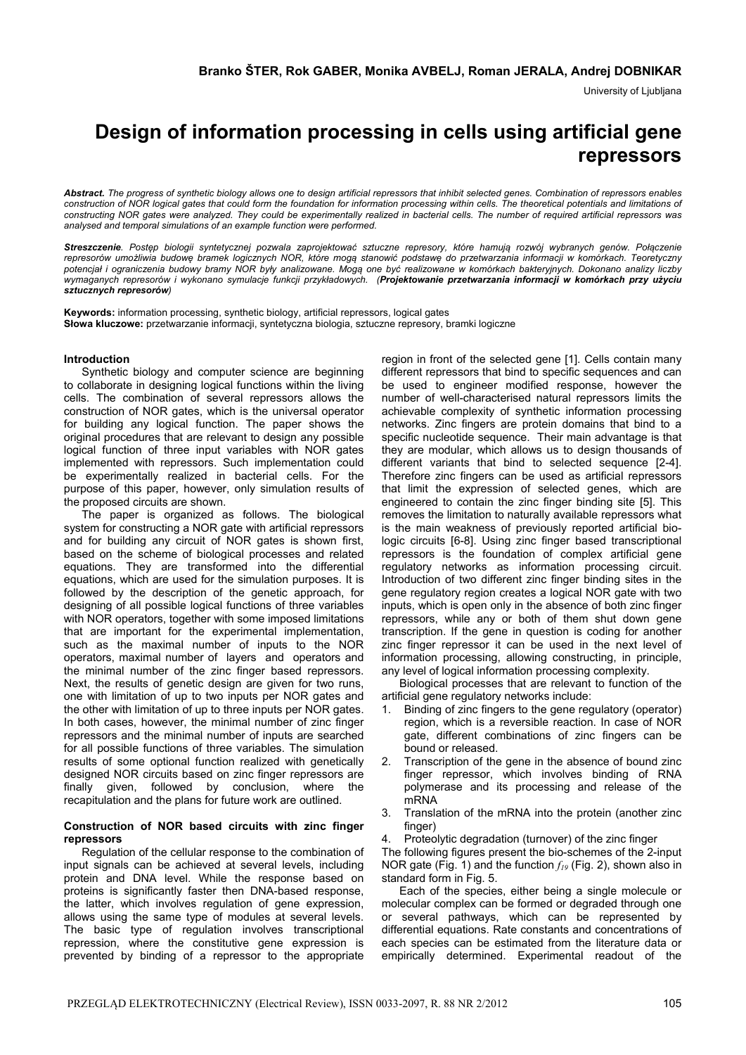**Branko ŠTER, Rok GABER, Monika AVBELJ, Roman JERALA, Andrej DOBNIKAR**

University of Ljubljana

# Design of information processing in cells using artificial gene repressors

***Abstract.*** *The progress of synthetic biology allows one to design artificial repressors that inhibit selected genes. Combination of repressors enables construction of NOR logical gates that could form the foundation for information processing within cells. The theoretical potentials and limitations of constructing NOR gates were analyzed. They could be experimentally realized in bacterial cells. The number of required artificial repressors was analysed and temporal simulations of an example function were performed.*

***Streszczenie****. Postęp biologii syntetycznej pozwala zaprojektować sztuczne represory, które hamują rozwój wybranych genów. Połączenie represorów umożliwia budowę bramek logicznych NOR, które mogą stanowić podstawę do przetwarzania informacji w komórkach. Teoretyczny potencjał i ograniczenia budowy bramy NOR były analizowane. Mogą one być realizowane w komórkach bakteryjnych. Dokonano analizy liczby wymaganych represorów i wykonano symulacje funkcji przykładowych. (**Projektowanie przetwarzania informacji w komórkach przy użyciu sztucznych represorów**)*

**Keywords:** information processing, synthetic biology, artificial repressors, logical gates
**Słowa kluczowe:** przetwarzanie informacji, syntetyczna biologia, sztuczne represory, bramki logiczne

## Introduction

Synthetic biology and computer science are beginning to collaborate in designing logical functions within the living cells. The combination of several repressors allows the construction of NOR gates, which is the universal operator for building any logical function. The paper shows the original procedures that are relevant to design any possible logical function of three input variables with NOR gates implemented with repressors. Such implementation could be experimentally realized in bacterial cells. For the purpose of this paper, however, only simulation results of the proposed circuits are shown.

The paper is organized as follows. The biological system for constructing a NOR gate with artificial repressors and for building any circuit of NOR gates is shown first, based on the scheme of biological processes and related equations. They are transformed into the differential equations, which are used for the simulation purposes. It is followed by the description of the genetic approach, for designing of all possible logical functions of three variables with NOR operators, together with some imposed limitations that are important for the experimental implementation, such as the maximal number of inputs to the NOR operators, maximal number of layers and operators and the minimal number of the zinc finger based repressors. Next, the results of genetic design are given for two runs, one with limitation of up to two inputs per NOR gates and the other with limitation of up to three inputs per NOR gates. In both cases, however, the minimal number of zinc finger repressors and the minimal number of inputs are searched for all possible functions of three variables. The simulation results of some optional function realized with genetically designed NOR circuits based on zinc finger repressors are finally given, followed by conclusion, where the recapitulation and the plans for future work are outlined.

## Construction of NOR based circuits with zinc finger repressors

Regulation of the cellular response to the combination of input signals can be achieved at several levels, including protein and DNA level. While the response based on proteins is significantly faster then DNA-based response, the latter, which involves regulation of gene expression, allows using the same type of modules at several levels. The basic type of regulation involves transcriptional repression, where the constitutive gene expression is prevented by binding of a repressor to the appropriate region in front of the selected gene [1]. Cells contain many different repressors that bind to specific sequences and can be used to engineer modified response, however the number of well-characterised natural repressors limits the achievable complexity of synthetic information processing networks. Zinc fingers are protein domains that bind to a specific nucleotide sequence. Their main advantage is that they are modular, which allows us to design thousands of different variants that bind to selected sequence [2-4]. Therefore zinc fingers can be used as artificial repressors that limit the expression of selected genes, which are engineered to contain the zinc finger binding site [5]. This removes the limitation to naturally available repressors what is the main weakness of previously reported artificial bio-logic circuits [6-8]. Using zinc finger based transcriptional repressors is the foundation of complex artificial gene regulatory networks as information processing circuit. Introduction of two different zinc finger binding sites in the gene regulatory region creates a logical NOR gate with two inputs, which is open only in the absence of both zinc finger repressors, while any or both of them shut down gene transcription. If the gene in question is coding for another zinc finger repressor it can be used in the next level of information processing, allowing constructing, in principle, any level of logical information processing complexity.

Biological processes that are relevant to function of the artificial gene regulatory networks include:

1. Binding of zinc fingers to the gene regulatory (operator) region, which is a reversible reaction. In case of NOR gate, different combinations of zinc fingers can be bound or released.
2. Transcription of the gene in the absence of bound zinc finger repressor, which involves binding of RNA polymerase and its processing and release of the mRNA
3. Translation of the mRNA into the protein (another zinc finger)
4. Proteolytic degradation (turnover) of the zinc finger

The following figures present the bio-schemes of the 2-input NOR gate (Fig. 1) and the function $f_{19}$ (Fig. 2), shown also in standard form in Fig. 5.

Each of the species, either being a single molecule or molecular complex can be formed or degraded through one or several pathways, which can be represented by differential equations. Rate constants and concentrations of each species can be estimated from the literature data or empirically determined. Experimental readout of the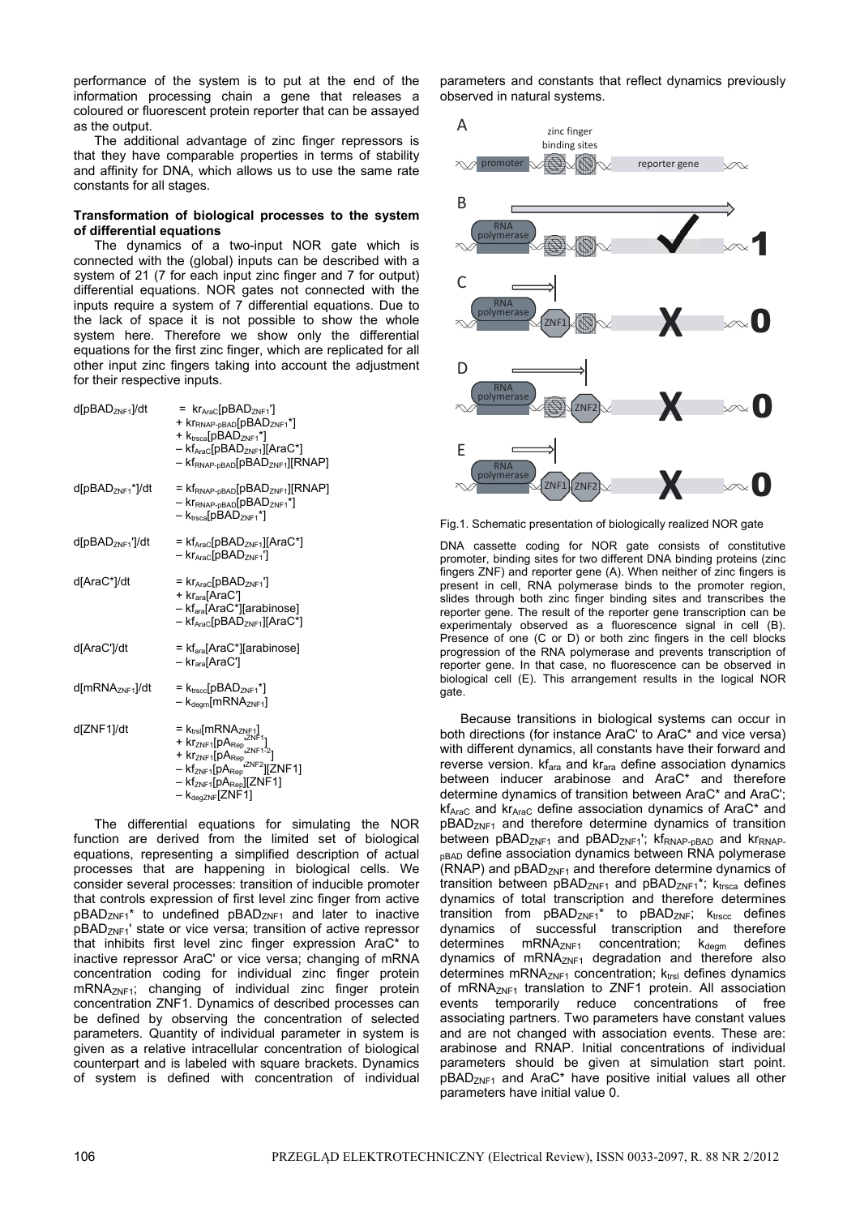performance of the system is to put at the end of the information processing chain a gene that releases a coloured or fluorescent protein reporter that can be assayed as the output.

The additional advantage of zinc finger repressors is that they have comparable properties in terms of stability and affinity for DNA, which allows us to use the same rate constants for all stages.

**Transformation of biological processes to the system of differential equations**

The dynamics of a two-input NOR gate which is connected with the (global) inputs can be described with a system of 21 (7 for each input zinc finger and 7 for output) differential equations. NOR gates not connected with the inputs require a system of 7 differential equations. Due to the lack of space it is not possible to show the whole system here. Therefore we show only the differential equations for the first zinc finger, which are replicated for all other input zinc fingers taking into account the adjustment for their respective inputs.

$$d[pBAD_{ZNF1}]/dt = kr_{AraC}[pBAD_{ZNF1}'] + kr_{RNAP\text{-}pBAD}[pBAD_{ZNF1}^*] + k_{trsca}[pBAD_{ZNF1}^*] - kf_{AraC}[pBAD_{ZNF1}][AraC^*] - kf_{RNAP\text{-}pBAD}[pBAD_{ZNF1}][RNAP]$$

$$d[pBAD_{ZNF1}^*]/dt = kf_{RNAP\text{-}pBAD}[pBAD_{ZNF1}][RNAP] - kr_{RNAP\text{-}pBAD}[pBAD_{ZNF1}^*] - k_{trsca}[pBAD_{ZNF1}^*]$$

$$d[pBAD_{ZNF1}']/dt = kf_{AraC}[pBAD_{ZNF1}][AraC^*] - kr_{AraC}[pBAD_{ZNF1}']$$

$$d[AraC^*]/dt = kr_{AraC}[pBAD_{ZNF1}'] + kr_{ara}[AraC'] - kf_{ara}[AraC^*][arabinose] - kf_{AraC}[pBAD_{ZNF1}][AraC^*]$$

$$d[AraC']/dt = kf_{ara}[AraC^*][arabinose] - kr_{ara}[AraC']$$

$$d[mRNA_{ZNF1}]/dt = k_{trscc}[pBAD_{ZNF1}^*] - k_{degm}[mRNA_{ZNF1}]$$

$$d[ZNF1]/dt = k_{trsl}[mRNA_{ZNF1}] + kr_{ZNF1}[pA_{Rep}{}^{'ZNF1}] + kr_{ZNF1}[pA_{Rep}{}^{'ZNF1\text{-}2}] - kf_{ZNF1}[pA_{Rep}{}^{'ZNF2}][ZNF1] - kf_{ZNF1}[pA_{Rep}][ZNF1] - k_{degZNF}[ZNF1]$$

The differential equations for simulating the NOR function are derived from the limited set of biological equations, representing a simplified description of actual processes that are happening in biological cells. We consider several processes: transition of inducible promoter that controls expression of first level zinc finger from active $pBAD_{ZNF1}^*$ to undefined $pBAD_{ZNF1}$ and later to inactive $pBAD_{ZNF1}'$ state or vice versa; transition of active repressor that inhibits first level zinc finger expression AraC* to inactive repressor AraC' or vice versa; changing of mRNA concentration coding for individual zinc finger protein $mRNA_{ZNF1}$; changing of individual zinc finger protein concentration ZNF1. Dynamics of described processes can be defined by observing the concentration of selected parameters. Quantity of individual parameter in system is given as a relative intracellular concentration of biological counterpart and is labeled with square brackets. Dynamics of system is defined with concentration of individual parameters and constants that reflect dynamics previously observed in natural systems.

Fig.1. Schematic presentation of biologically realized NOR gate

DNA cassette coding for NOR gate consists of constitutive promoter, binding sites for two different DNA binding proteins (zinc fingers ZNF) and reporter gene (A). When neither of zinc fingers is present in cell, RNA polymerase binds to the promoter region, slides through both zinc finger binding sites and transcribes the reporter gene. The result of the reporter gene transcription can be experimentaly observed as a fluorescence signal in cell (B). Presence of one (C or D) or both zinc fingers in the cell blocks progression of the RNA polymerase and prevents transcription of reporter gene. In that case, no fluorescence can be observed in biological cell (E). This arrangement results in the logical NOR gate.

Because transitions in biological systems can occur in both directions (for instance AraC' to AraC* and vice versa) with different dynamics, all constants have their forward and reverse version. $kf_{ara}$ and $kr_{ara}$ define association dynamics between inducer arabinose and AraC* and therefore determine dynamics of transition between AraC* and AraC'; $kf_{AraC}$ and $kr_{AraC}$ define association dynamics of AraC* and $pBAD_{ZNF1}$ and therefore determine dynamics of transition between $pBAD_{ZNF1}$ and $pBAD_{ZNF1}'$; $kf_{RNAP\text{-}pBAD}$ and $kr_{RNAP\text{-}pBAD}$ define association dynamics between RNA polymerase (RNAP) and $pBAD_{ZNF1}$ and therefore determine dynamics of transition between $pBAD_{ZNF1}$ and $pBAD_{ZNF1}^*$; $k_{trsca}$ defines dynamics of total transcription and therefore determines transition from $pBAD_{ZNF1}^*$ to $pBAD_{ZNF}$; $k_{trscc}$ defines dynamics of successful transcription and therefore determines $mRNA_{ZNF1}$ concentration; $k_{degm}$ defines dynamics of $mRNA_{ZNF1}$ degradation and therefore also determines $mRNA_{ZNF1}$ concentration; $k_{trsl}$ defines dynamics of $mRNA_{ZNF1}$ translation to ZNF1 protein. All association events temporarily reduce concentrations of free associating partners. Two parameters have constant values and are not changed with association events. These are: arabinose and RNAP. Initial concentrations of individual parameters should be given at simulation start point. $pBAD_{ZNF1}$ and AraC* have positive initial values all other parameters have initial value 0.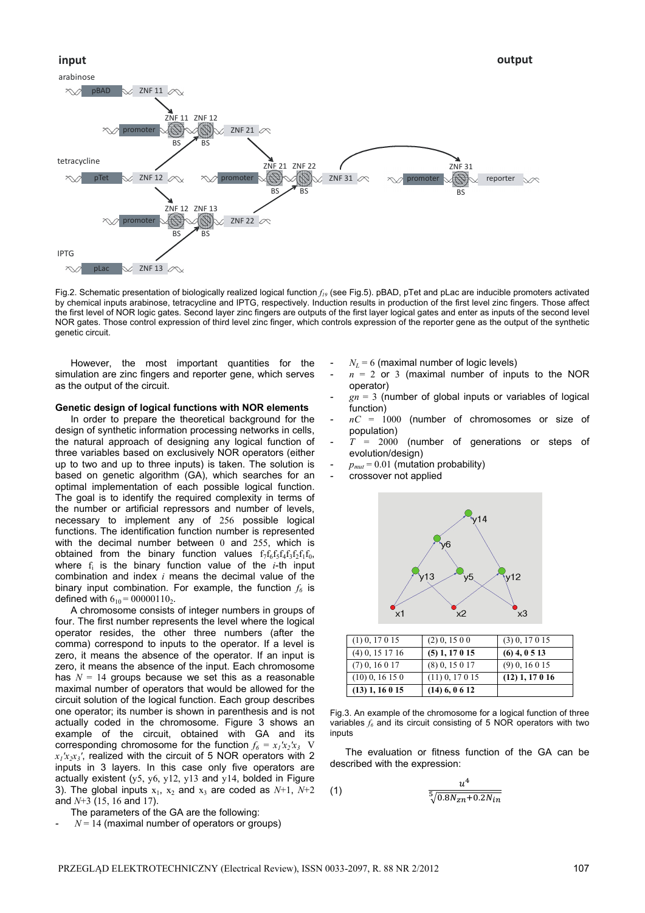Fig.2. Schematic presentation of biologically realized logical function $f_{19}$ (see Fig.5). pBAD, pTet and pLac are inducible promoters activated by chemical inputs arabinose, tetracycline and IPTG, respectively. Induction results in production of the first level zinc fingers. Those affect the first level of NOR logic gates. Second layer zinc fingers are outputs of the first layer logical gates and enter as inputs of the second level NOR gates. Those control expression of third level zinc finger, which controls expression of the reporter gene as the output of the synthetic genetic circuit.

However, the most important quantities for the simulation are zinc fingers and reporter gene, which serves as the output of the circuit.

**Genetic design of logical functions with NOR elements**

In order to prepare the theoretical background for the design of synthetic information processing networks in cells, the natural approach of designing any logical function of three variables based on exclusively NOR operators (either up to two and up to three inputs) is taken. The solution is based on genetic algorithm (GA), which searches for an optimal implementation of each possible logical function. The goal is to identify the required complexity in terms of the number or artificial repressors and number of levels, necessary to implement any of 256 possible logical functions. The identification function number is represented with the decimal number between 0 and 255, which is obtained from the binary function values $f_7f_6f_5f_4f_3f_2f_1f_0$, where $f_i$ is the binary function value of the $i$-th input combination and index $i$ means the decimal value of the binary input combination. For example, the function $f_6$ is defined with $6_{10} = 00000110_2$.

A chromosome consists of integer numbers in groups of four. The first number represents the level where the logical operator resides, the other three numbers (after the comma) correspond to inputs to the operator. If a level is zero, it means the absence of the operator. If an input is zero, it means the absence of the input. Each chromosome has $N$ = 14 groups because we set this as a reasonable maximal number of operators that would be allowed for the circuit solution of the logical function. Each group describes one operator; its number is shown in parenthesis and is not actually coded in the chromosome. Figure 3 shows an example of the circuit, obtained with GA and its corresponding chromosome for the function $f_6 = x_1'x_2'x_3 \lor x_1'x_2x_3'$, realized with the circuit of 5 NOR operators with 2 inputs in 3 layers. In this case only five operators are actually existent (y5, y6, y12, y13 and y14, bolded in Figure 3). The global inputs $x_1$, $x_2$ and $x_3$ are coded as $N$+1, $N$+2 and $N$+3 (15, 16 and 17).

The parameters of the GA are the following:

- $N$ = 14 (maximal number of operators or groups)
- $N_L$ = 6 (maximal number of logic levels)
- $n$ = 2 or 3 (maximal number of inputs to the NOR operator)
- $gn$ = 3 (number of global inputs or variables of logical function)
- $nC$ = 1000 (number of chromosomes or size of population)
- $T$ = 2000 (number of generations or steps of evolution/design)
- $p_{mut}$ = 0.01 (mutation probability)
- crossover not applied

| (1) 0, 17 0 15 | (2) 0, 15 0 0 | (3) 0, 17 0 15 |
|---|---|---|
| (4) 0, 15 17 16 | **(5) 1, 17 0 15** | **(6) 4, 0 5 13** |
| (7) 0, 16 0 17 | (8) 0, 15 0 17 | (9) 0, 16 0 15 |
| (10) 0, 16 15 0 | (11) 0, 17 0 15 | **(12) 1, 17 0 16** |
| **(13) 1, 16 0 15** | **(14) 6, 0 6 12** | |

Fig.3. An example of the chromosome for a logical function of three variables $f_6$ and its circuit consisting of 5 NOR operators with two inputs

The evaluation or fitness function of the GA can be described with the expression:

$$\frac{u^4}{\sqrt[5]{0.8N_{zn}+0.2N_{in}}} \tag{1}$$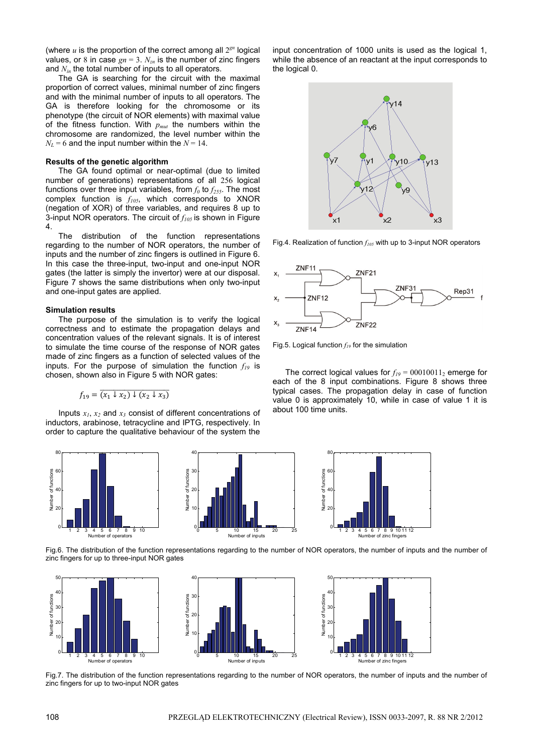(where $u$ is the proportion of the correct among all $2^{gn}$ logical values, or 8 in case $gn = 3$. $N_{zn}$ is the number of zinc fingers and $N_{in}$ the total number of inputs to all operators.

The GA is searching for the circuit with the maximal proportion of correct values, minimal number of zinc fingers and with the minimal number of inputs to all operators. The GA is therefore looking for the chromosome or its phenotype (the circuit of NOR elements) with maximal value of the fitness function. With $p_{mut}$ the numbers within the chromosome are randomized, the level number within the $N_L = 6$ and the input number within the $N = 14$.

**Results of the genetic algorithm**

The GA found optimal or near-optimal (due to limited number of generations) representations of all 256 logical functions over three input variables, from $f_0$ to $f_{255}$. The most complex function is $f_{105}$, which corresponds to XNOR (negation of XOR) of three variables, and requires 8 up to 3-input NOR operators. The circuit of $f_{105}$ is shown in Figure 4.

The distribution of the function representations regarding to the number of NOR operators, the number of inputs and the number of zinc fingers is outlined in Figure 6. In this case the three-input, two-input and one-input NOR gates (the latter is simply the invertor) were at our disposal. Figure 7 shows the same distributions when only two-input and one-input gates are applied.

**Simulation results**

The purpose of the simulation is to verify the logical correctness and to estimate the propagation delays and concentration values of the relevant signals. It is of interest to simulate the time course of the response of NOR gates made of zinc fingers as a function of selected values of the inputs. For the purpose of simulation the function $f_{19}$ is chosen, shown also in Figure 5 with NOR gates:

$$f_{19} = \overline{(x_1 \downarrow x_2) \downarrow (x_2 \downarrow x_3)}$$

Inputs $x_1$, $x_2$ and $x_3$ consist of different concentrations of inductors, arabinose, tetracycline and IPTG, respectively. In order to capture the qualitative behaviour of the system the input concentration of 1000 units is used as the logical 1, while the absence of an reactant at the input corresponds to the logical 0.

Fig.4. Realization of function $f_{105}$ with up to 3-input NOR operators

Fig.5. Logical function $f_{19}$ for the simulation

The correct logical values for $f_{19} = 00010011_2$ emerge for each of the 8 input combinations. Figure 8 shows three typical cases. The propagation delay in case of function value 0 is approximately 10, while in case of value 1 it is about 100 time units.

Fig.6. The distribution of the function representations regarding to the number of NOR operators, the number of inputs and the number of zinc fingers for up to three-input NOR gates

Fig.7. The distribution of the function representations regarding to the number of NOR operators, the number of inputs and the number of zinc fingers for up to two-input NOR gates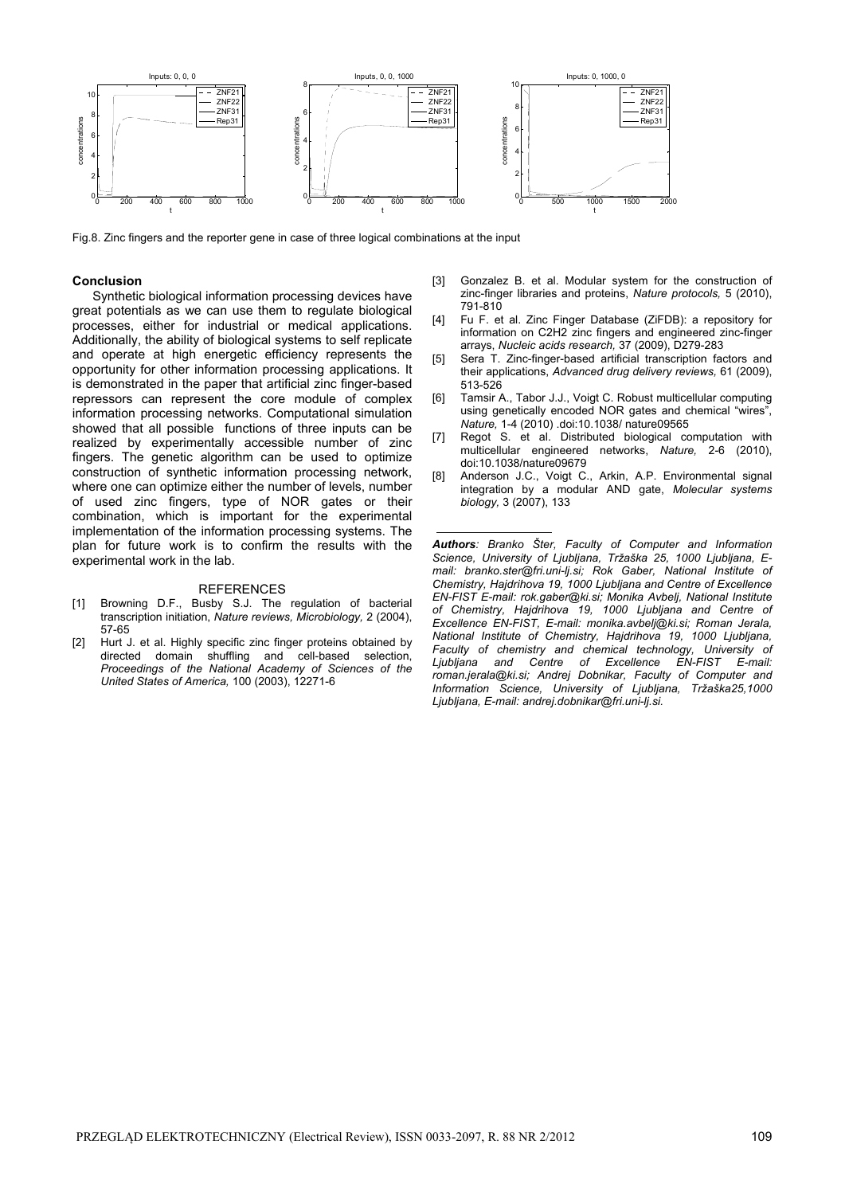Inputs: 0, 0, 0

concentrations

t

ZNF21
ZNF22
ZNF31
Rep31

0 200 400 600 800 1000

0 2 4 6 8 10

Inputs: 0, 0, 1000

concentrations

t

ZNF21
ZNF22
ZNF31
Rep31

0 200 400 600 800 1000

0 2 4 6 8

Inputs: 0, 1000, 0

concentrations

t

ZNF21
ZNF22
ZNF31
Rep31

0 500 1000 1500 2000

0 2 4 6 8 10

Fig.8. Zinc fingers and the reporter gene in case of three logical combinations at the input

### Conclusion

Synthetic biological information processing devices have great potentials as we can use them to regulate biological processes, either for industrial or medical applications. Additionally, the ability of biological systems to self replicate and operate at high energetic efficiency represents the opportunity for other information processing applications. It is demonstrated in the paper that artificial zinc finger-based repressors can represent the core module of complex information processing networks. Computational simulation showed that all possible functions of three inputs can be realized by experimentally accessible number of zinc fingers. The genetic algorithm can be used to optimize construction of synthetic information processing network, where one can optimize either the number of levels, number of used zinc fingers, type of NOR gates or their combination, which is important for the experimental implementation of the information processing systems. The plan for future work is to confirm the results with the experimental work in the lab.

### REFERENCES

[1] Browning D.F., Busby S.J. The regulation of bacterial transcription initiation, *Nature reviews, Microbiology,* 2 (2004), 57-65

[2] Hurt J. et al. Highly specific zinc finger proteins obtained by directed domain shuffling and cell-based selection, *Proceedings of the National Academy of Sciences of the United States of America,* 100 (2003), 12271-6

[3] Gonzalez B. et al. Modular system for the construction of zinc-finger libraries and proteins, *Nature protocols,* 5 (2010), 791-810

[4] Fu F. et al. Zinc Finger Database (ZiFDB): a repository for information on C2H2 zinc fingers and engineered zinc-finger arrays, *Nucleic acids research,* 37 (2009), D279-283

[5] Sera T. Zinc-finger-based artificial transcription factors and their applications, *Advanced drug delivery reviews,* 61 (2009), 513-526

[6] Tamsir A., Tabor J.J., Voigt C. Robust multicellular computing using genetically encoded NOR gates and chemical "wires", *Nature,* 1-4 (2010) .doi:10.1038/ nature09565

[7] Regot S. et al. Distributed biological computation with multicellular engineered networks, *Nature,* 2-6 (2010), doi:10.1038/nature09679

[8] Anderson J.C., Voigt C., Arkin, A.P. Environmental signal integration by a modular AND gate, *Molecular systems biology,* 3 (2007), 133

***Authors**: Branko Šter, Faculty of Computer and Information Science, University of Ljubljana, Tržaška 25, 1000 Ljubljana, E-mail: branko.ster@fri.uni-lj.si; Rok Gaber, National Institute of Chemistry, Hajdrihova 19, 1000 Ljubljana and Centre of Excellence EN-FIST E-mail: rok.gaber@ki.si; Monika Avbelj, National Institute of Chemistry, Hajdrihova 19, 1000 Ljubljana and Centre of Excellence EN-FIST, E-mail: monika.avbelj@ki.si; Roman Jerala, National Institute of Chemistry, Hajdrihova 19, 1000 Ljubljana, Faculty of chemistry and chemical technology, University of Ljubljana and Centre of Excellence EN-FIST E-mail: roman.jerala@ki.si; Andrej Dobnikar, Faculty of Computer and Information Science, University of Ljubljana, Tržaška25,1000 Ljubljana, E-mail: andrej.dobnikar@fri.uni-lj.si.*